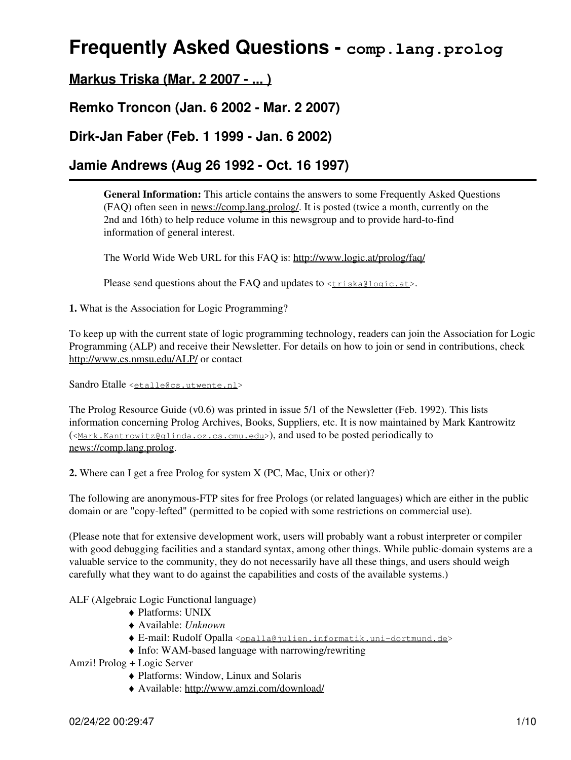# Frequently Asked Questions - `comp.lang.prolog`

## Markus Triska (Mar. 2 2007 - ... )

## Remko Troncon (Jan. 6 2002 - Mar. 2 2007)

## Dirk-Jan Faber (Feb. 1 1999 - Jan. 6 2002)

## Jamie Andrews (Aug 26 1992 - Oct. 16 1997)

---

> **General Information:** This article contains the answers to some Frequently Asked Questions (FAQ) often seen in news://comp.lang.prolog/. It is posted (twice a month, currently on the 2nd and 16th) to help reduce volume in this newsgroup and to provide hard-to-find information of general interest.
>
> The World Wide Web URL for this FAQ is: http://www.logic.at/prolog/faq/
>
> Please send questions about the FAQ and updates to <`triska@logic.at`>.

**1.** What is the Association for Logic Programming?

To keep up with the current state of logic programming technology, readers can join the Association for Logic Programming (ALP) and receive their Newsletter. For details on how to join or send in contributions, check http://www.cs.nmsu.edu/ALP/ or contact

Sandro Etalle <`etalle@cs.utwente.nl`>

The Prolog Resource Guide (v0.6) was printed in issue 5/1 of the Newsletter (Feb. 1992). This lists information concerning Prolog Archives, Books, Suppliers, etc. It is now maintained by Mark Kantrowitz (<`Mark.Kantrowitz@glinda.oz.cs.cmu.edu`>), and used to be posted periodically to news://comp.lang.prolog.

**2.** Where can I get a free Prolog for system X (PC, Mac, Unix or other)?

The following are anonymous-FTP sites for free Prologs (or related languages) which are either in the public domain or are "copy-lefted" (permitted to be copied with some restrictions on commercial use).

(Please note that for extensive development work, users will probably want a robust interpreter or compiler with good debugging facilities and a standard syntax, among other things. While public-domain systems are a valuable service to the community, they do not necessarily have all these things, and users should weigh carefully what they want to do against the capabilities and costs of the available systems.)

ALF (Algebraic Logic Functional language)
- Platforms: UNIX
- Available: *Unknown*
- E-mail: Rudolf Opalla <`opalla@julien.informatik.uni-dortmund.de`>
- Info: WAM-based language with narrowing/rewriting

Amzi! Prolog + Logic Server
- Platforms: Window, Linux and Solaris
- Available: http://www.amzi.com/download/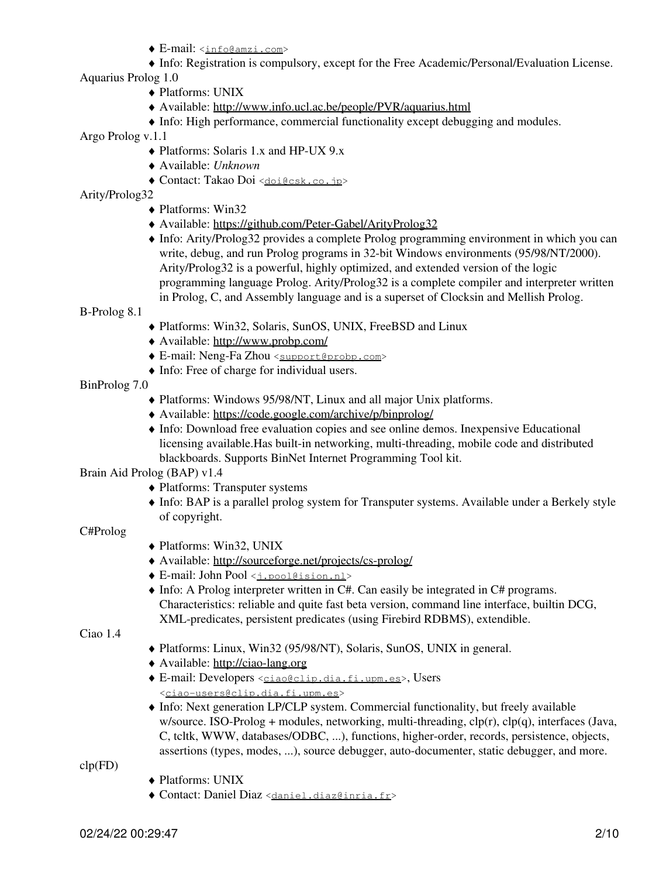- E-mail: <info@amzi.com>
- Info: Registration is compulsory, except for the Free Academic/Personal/Evaluation License.

Aquarius Prolog 1.0

- Platforms: UNIX
- Available: http://www.info.ucl.ac.be/people/PVR/aquarius.html
- Info: High performance, commercial functionality except debugging and modules.

Argo Prolog v.1.1

- Platforms: Solaris 1.x and HP-UX 9.x
- Available: *Unknown*
- Contact: Takao Doi <doi@csk.co.jp>

Arity/Prolog32

- Platforms: Win32
- Available: https://github.com/Peter-Gabel/ArityProlog32
- Info: Arity/Prolog32 provides a complete Prolog programming environment in which you can write, debug, and run Prolog programs in 32-bit Windows environments (95/98/NT/2000). Arity/Prolog32 is a powerful, highly optimized, and extended version of the logic programming language Prolog. Arity/Prolog32 is a complete compiler and interpreter written in Prolog, C, and Assembly language and is a superset of Clocksin and Mellish Prolog.

B-Prolog 8.1

- Platforms: Win32, Solaris, SunOS, UNIX, FreeBSD and Linux
- Available: http://www.probp.com/
- E-mail: Neng-Fa Zhou <support@probp.com>
- Info: Free of charge for individual users.

BinProlog 7.0

- Platforms: Windows 95/98/NT, Linux and all major Unix platforms.
- Available: https://code.google.com/archive/p/binprolog/
- Info: Download free evaluation copies and see online demos. Inexpensive Educational licensing available.Has built-in networking, multi-threading, mobile code and distributed blackboards. Supports BinNet Internet Programming Tool kit.

Brain Aid Prolog (BAP) v1.4

- Platforms: Transputer systems
- Info: BAP is a parallel prolog system for Transputer systems. Available under a Berkely style of copyright.

C#Prolog

- Platforms: Win32, UNIX
- Available: http://sourceforge.net/projects/cs-prolog/
- E-mail: John Pool <j.pool@ision.nl>
- Info: A Prolog interpreter written in C#. Can easily be integrated in C# programs. Characteristics: reliable and quite fast beta version, command line interface, builtin DCG, XML-predicates, persistent predicates (using Firebird RDBMS), extendible.

Ciao 1.4

- Platforms: Linux, Win32 (95/98/NT), Solaris, SunOS, UNIX in general.
- Available: http://ciao-lang.org
- E-mail: Developers <ciao@clip.dia.fi.upm.es>, Users <ciao-users@clip.dia.fi.upm.es>
- Info: Next generation LP/CLP system. Commercial functionality, but freely available w/source. ISO-Prolog + modules, networking, multi-threading, clp(r), clp(q), interfaces (Java, C, tcltk, WWW, databases/ODBC, ...), functions, higher-order, records, persistence, objects, assertions (types, modes, ...), source debugger, auto-documenter, static debugger, and more.

clp(FD)

- Platforms: UNIX
- Contact: Daniel Diaz <daniel.diaz@inria.fr>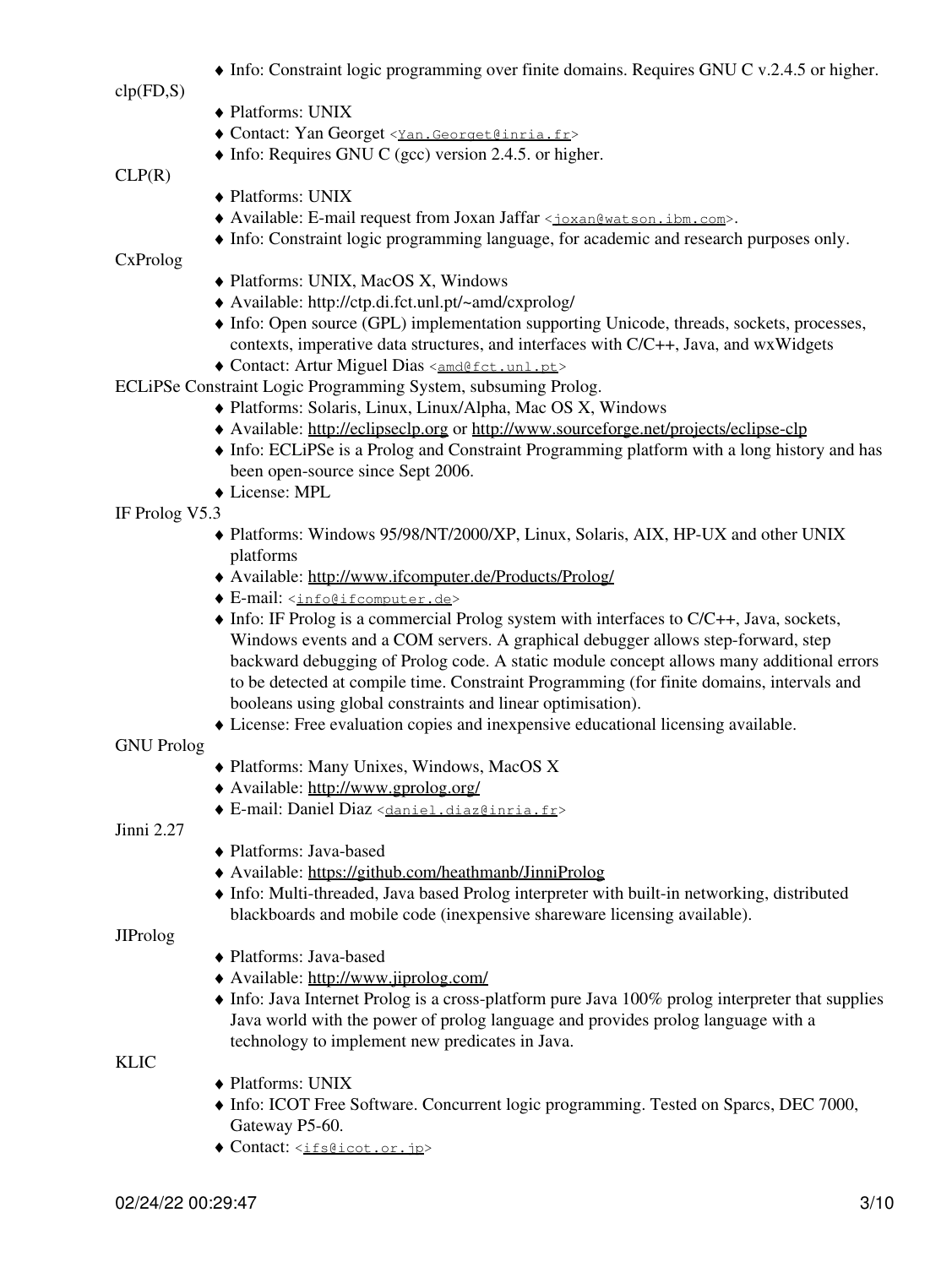- Info: Constraint logic programming over finite domains. Requires GNU C v.2.4.5 or higher.

clp(FD,S)

- Platforms: UNIX
- Contact: Yan Georget <Yan.Georget@inria.fr>
- Info: Requires GNU C (gcc) version 2.4.5. or higher.

CLP(R)

- Platforms: UNIX
- Available: E-mail request from Joxan Jaffar <joxan@watson.ibm.com>.
- Info: Constraint logic programming language, for academic and research purposes only.

CxProlog

- Platforms: UNIX, MacOS X, Windows
- Available: http://ctp.di.fct.unl.pt/~amd/cxprolog/
- Info: Open source (GPL) implementation supporting Unicode, threads, sockets, processes, contexts, imperative data structures, and interfaces with C/C++, Java, and wxWidgets
- Contact: Artur Miguel Dias <amd@fct.unl.pt>

ECLiPSe Constraint Logic Programming System, subsuming Prolog.

- Platforms: Solaris, Linux, Linux/Alpha, Mac OS X, Windows
- Available: http://eclipseclp.org or http://www.sourceforge.net/projects/eclipse-clp
- Info: ECLiPSe is a Prolog and Constraint Programming platform with a long history and has been open-source since Sept 2006.
- License: MPL

IF Prolog V5.3

- Platforms: Windows 95/98/NT/2000/XP, Linux, Solaris, AIX, HP-UX and other UNIX platforms
- Available: http://www.ifcomputer.de/Products/Prolog/
- E-mail: <info@ifcomputer.de>
- Info: IF Prolog is a commercial Prolog system with interfaces to C/C++, Java, sockets, Windows events and a COM servers. A graphical debugger allows step-forward, step backward debugging of Prolog code. A static module concept allows many additional errors to be detected at compile time. Constraint Programming (for finite domains, intervals and booleans using global constraints and linear optimisation).
- License: Free evaluation copies and inexpensive educational licensing available.

GNU Prolog

- Platforms: Many Unixes, Windows, MacOS X
- Available: http://www.gprolog.org/
- E-mail: Daniel Diaz <daniel.diaz@inria.fr>

Jinni 2.27

- Platforms: Java-based
- Available: https://github.com/heathmanb/JinniProlog
- Info: Multi-threaded, Java based Prolog interpreter with built-in networking, distributed blackboards and mobile code (inexpensive shareware licensing available).

JIProlog

- Platforms: Java-based
- Available: http://www.jiprolog.com/
- Info: Java Internet Prolog is a cross-platform pure Java 100% prolog interpreter that supplies Java world with the power of prolog language and provides prolog language with a technology to implement new predicates in Java.

KLIC

- Platforms: UNIX
- Info: ICOT Free Software. Concurrent logic programming. Tested on Sparcs, DEC 7000, Gateway P5-60.
- Contact: <ifs@icot.or.jp>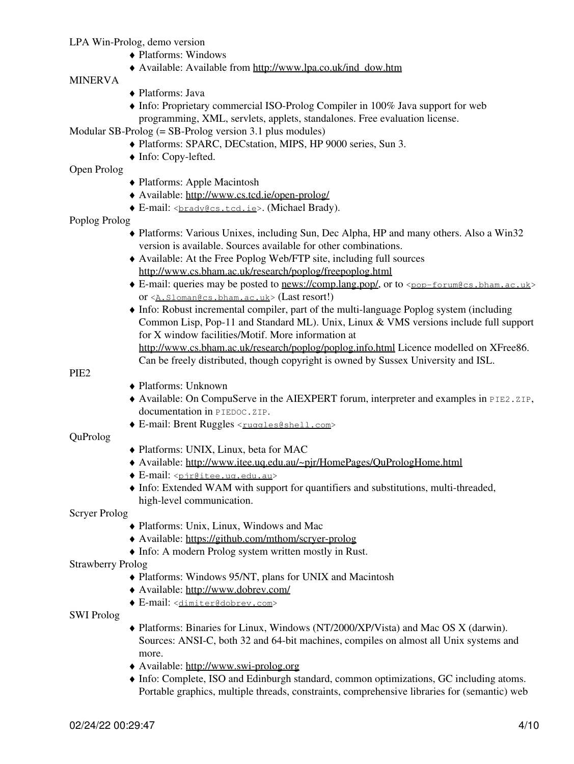LPA Win-Prolog, demo version

- Platforms: Windows
- Available: Available from http://www.lpa.co.uk/ind_dow.htm

MINERVA

- Platforms: Java
- Info: Proprietary commercial ISO-Prolog Compiler in 100% Java support for web programming, XML, servlets, applets, standalones. Free evaluation license.

Modular SB-Prolog (= SB-Prolog version 3.1 plus modules)

- Platforms: SPARC, DECstation, MIPS, HP 9000 series, Sun 3.
- Info: Copy-lefted.

Open Prolog

- Platforms: Apple Macintosh
- Available: http://www.cs.tcd.ie/open-prolog/
- E-mail: <brady@cs.tcd.ie>. (Michael Brady).

Poplog Prolog

- Platforms: Various Unixes, including Sun, Dec Alpha, HP and many others. Also a Win32 version is available. Sources available for other combinations.
- Available: At the Free Poplog Web/FTP site, including full sources http://www.cs.bham.ac.uk/research/poplog/freepoplog.html
- E-mail: queries may be posted to news://comp.lang.pop/, or to <pop-forum@cs.bham.ac.uk> or <A.Sloman@cs.bham.ac.uk> (Last resort!)
- Info: Robust incremental compiler, part of the multi-language Poplog system (including Common Lisp, Pop-11 and Standard ML). Unix, Linux & VMS versions include full support for X window facilities/Motif. More information at http://www.cs.bham.ac.uk/research/poplog/poplog.info.html Licence modelled on XFree86. Can be freely distributed, though copyright is owned by Sussex University and ISL.

PIE2

- Platforms: Unknown
- Available: On CompuServe in the AIEXPERT forum, interpreter and examples in PIE2.ZIP, documentation in PIEDOC.ZIP.
- E-mail: Brent Ruggles <ruggles@shell.com>

QuProlog

- Platforms: UNIX, Linux, beta for MAC
- Available: http://www.itee.uq.edu.au/~pjr/HomePages/QuPrologHome.html
- E-mail: <pjr@itee.uq.edu.au>
- Info: Extended WAM with support for quantifiers and substitutions, multi-threaded, high-level communication.

Scryer Prolog

- Platforms: Unix, Linux, Windows and Mac
- Available: https://github.com/mthom/scryer-prolog
- Info: A modern Prolog system written mostly in Rust.

Strawberry Prolog

- Platforms: Windows 95/NT, plans for UNIX and Macintosh
- Available: http://www.dobrev.com/
- E-mail: <dimiter@dobrev.com>

SWI Prolog

- Platforms: Binaries for Linux, Windows (NT/2000/XP/Vista) and Mac OS X (darwin). Sources: ANSI-C, both 32 and 64-bit machines, compiles on almost all Unix systems and more.
- Available: http://www.swi-prolog.org
- Info: Complete, ISO and Edinburgh standard, common optimizations, GC including atoms. Portable graphics, multiple threads, constraints, comprehensive libraries for (semantic) web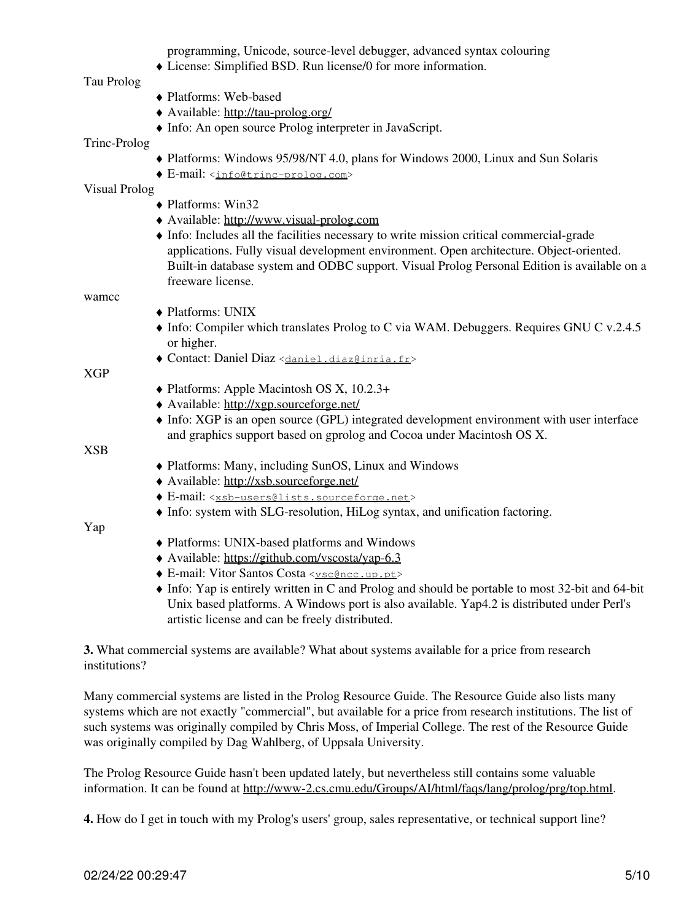programming, Unicode, source-level debugger, advanced syntax colouring

- License: Simplified BSD. Run license/0 for more information.

Tau Prolog

- Platforms: Web-based
- Available: http://tau-prolog.org/
- Info: An open source Prolog interpreter in JavaScript.

Trinc-Prolog

- Platforms: Windows 95/98/NT 4.0, plans for Windows 2000, Linux and Sun Solaris
- E-mail: <info@trinc-prolog.com>

Visual Prolog

- Platforms: Win32
- Available: http://www.visual-prolog.com
- Info: Includes all the facilities necessary to write mission critical commercial-grade applications. Fully visual development environment. Open architecture. Object-oriented. Built-in database system and ODBC support. Visual Prolog Personal Edition is available on a freeware license.

wamcc

- Platforms: UNIX
- Info: Compiler which translates Prolog to C via WAM. Debuggers. Requires GNU C v.2.4.5 or higher.
- Contact: Daniel Diaz <daniel.diaz@inria.fr>

XGP

- Platforms: Apple Macintosh OS X, 10.2.3+
- Available: http://xgp.sourceforge.net/
- Info: XGP is an open source (GPL) integrated development environment with user interface and graphics support based on gprolog and Cocoa under Macintosh OS X.

XSB

- Platforms: Many, including SunOS, Linux and Windows
- Available: http://xsb.sourceforge.net/
- E-mail: <xsb-users@lists.sourceforge.net>
- Info: system with SLG-resolution, HiLog syntax, and unification factoring.

Yap

- Platforms: UNIX-based platforms and Windows
- Available: https://github.com/vscosta/yap-6.3
- E-mail: Vitor Santos Costa <vsc@ncc.up.pt>
- Info: Yap is entirely written in C and Prolog and should be portable to most 32-bit and 64-bit Unix based platforms. A Windows port is also available. Yap4.2 is distributed under Perl's artistic license and can be freely distributed.

**3.** What commercial systems are available? What about systems available for a price from research institutions?

Many commercial systems are listed in the Prolog Resource Guide. The Resource Guide also lists many systems which are not exactly "commercial", but available for a price from research institutions. The list of such systems was originally compiled by Chris Moss, of Imperial College. The rest of the Resource Guide was originally compiled by Dag Wahlberg, of Uppsala University.

The Prolog Resource Guide hasn't been updated lately, but nevertheless still contains some valuable information. It can be found at http://www-2.cs.cmu.edu/Groups/AI/html/faqs/lang/prolog/prg/top.html.

**4.** How do I get in touch with my Prolog's users' group, sales representative, or technical support line?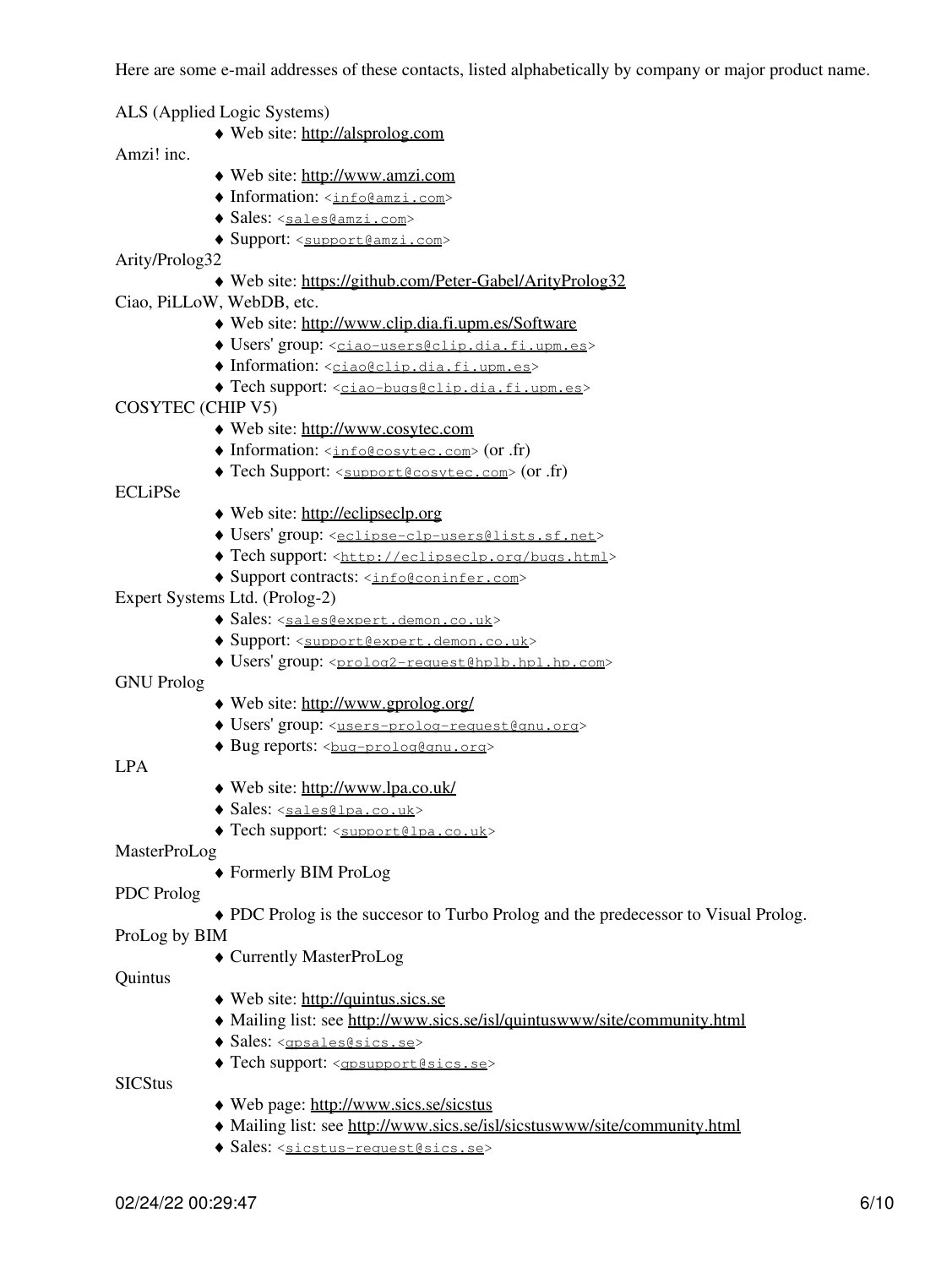Here are some e-mail addresses of these contacts, listed alphabetically by company or major product name.

ALS (Applied Logic Systems)

- Web site: http://alsprolog.com

Amzi! inc.

- Web site: http://www.amzi.com
- Information: <info@amzi.com>
- Sales: <sales@amzi.com>
- Support: <support@amzi.com>

Arity/Prolog32

- Web site: https://github.com/Peter-Gabel/ArityProlog32

Ciao, PiLLoW, WebDB, etc.

- Web site: http://www.clip.dia.fi.upm.es/Software
- Users' group: <ciao-users@clip.dia.fi.upm.es>
- Information: <ciao@clip.dia.fi.upm.es>
- Tech support: <ciao-bugs@clip.dia.fi.upm.es>

COSYTEC (CHIP V5)

- Web site: http://www.cosytec.com
- Information: <info@cosytec.com> (or .fr)
- Tech Support: <support@cosytec.com> (or .fr)

ECLiPSe

- Web site: http://eclipseclp.org
- Users' group: <eclipse-clp-users@lists.sf.net>
- Tech support: <http://eclipseclp.org/bugs.html>
- Support contracts: <info@coninfer.com>

Expert Systems Ltd. (Prolog-2)

- Sales: <sales@expert.demon.co.uk>
- Support: <support@expert.demon.co.uk>
- Users' group: <prolog2-request@hplb.hpl.hp.com>

GNU Prolog

- Web site: http://www.gprolog.org/
- Users' group: <users-prolog-request@gnu.org>
- Bug reports: <bug-prolog@gnu.org>

LPA

- Web site: http://www.lpa.co.uk/
- Sales: <sales@lpa.co.uk>
- Tech support: <support@lpa.co.uk>

MasterProLog

- Formerly BIM ProLog

PDC Prolog

- PDC Prolog is the succesor to Turbo Prolog and the predecessor to Visual Prolog.

ProLog by BIM

- Currently MasterProLog

Quintus

- Web site: http://quintus.sics.se
- Mailing list: see http://www.sics.se/isl/quintuswww/site/community.html
- Sales: <qpsales@sics.se>
- Tech support: <qpsupport@sics.se>

SICStus

- Web page: http://www.sics.se/sicstus
- Mailing list: see http://www.sics.se/isl/sicstuswww/site/community.html
- Sales: <sicstus-request@sics.se>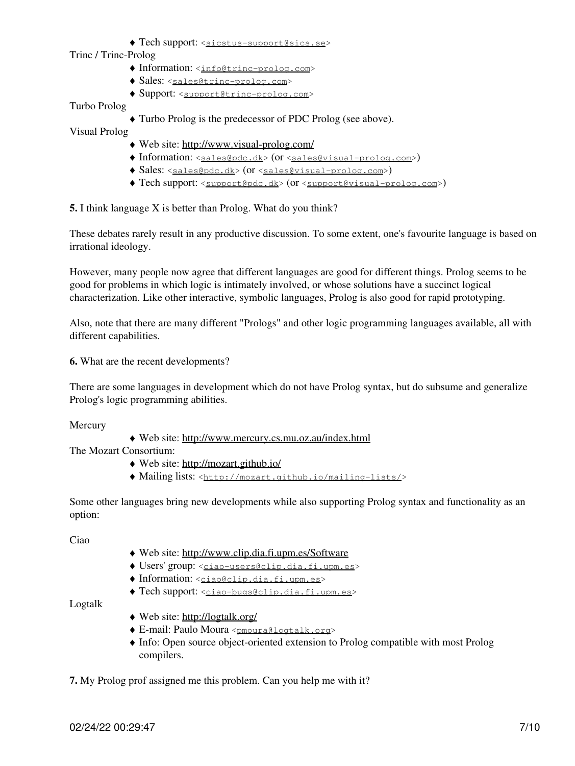- Tech support: <sicstus-support@sics.se>

Trinc / Trinc-Prolog

- Information: <info@trinc-prolog.com>
- Sales: <sales@trinc-prolog.com>
- Support: <support@trinc-prolog.com>

Turbo Prolog

- Turbo Prolog is the predecessor of PDC Prolog (see above).

Visual Prolog

- Web site: http://www.visual-prolog.com/
- Information: <sales@pdc.dk> (or <sales@visual-prolog.com>)
- Sales: <sales@pdc.dk> (or <sales@visual-prolog.com>)
- Tech support: <support@pdc.dk> (or <support@visual-prolog.com>)

**5.** I think language X is better than Prolog. What do you think?

These debates rarely result in any productive discussion. To some extent, one's favourite language is based on irrational ideology.

However, many people now agree that different languages are good for different things. Prolog seems to be good for problems in which logic is intimately involved, or whose solutions have a succinct logical characterization. Like other interactive, symbolic languages, Prolog is also good for rapid prototyping.

Also, note that there are many different "Prologs" and other logic programming languages available, all with different capabilities.

**6.** What are the recent developments?

There are some languages in development which do not have Prolog syntax, but do subsume and generalize Prolog's logic programming abilities.

Mercury

- Web site: http://www.mercury.cs.mu.oz.au/index.html

The Mozart Consortium:

- Web site: http://mozart.github.io/
- Mailing lists: <http://mozart.github.io/mailing-lists/>

Some other languages bring new developments while also supporting Prolog syntax and functionality as an option:

Ciao

- Web site: http://www.clip.dia.fi.upm.es/Software
- Users' group: <ciao-users@clip.dia.fi.upm.es>
- Information: <ciao@clip.dia.fi.upm.es>
- Tech support: <ciao-bugs@clip.dia.fi.upm.es>

Logtalk

- Web site: http://logtalk.org/
- E-mail: Paulo Moura <pmoura@logtalk.org>
- Info: Open source object-oriented extension to Prolog compatible with most Prolog compilers.

**7.** My Prolog prof assigned me this problem. Can you help me with it?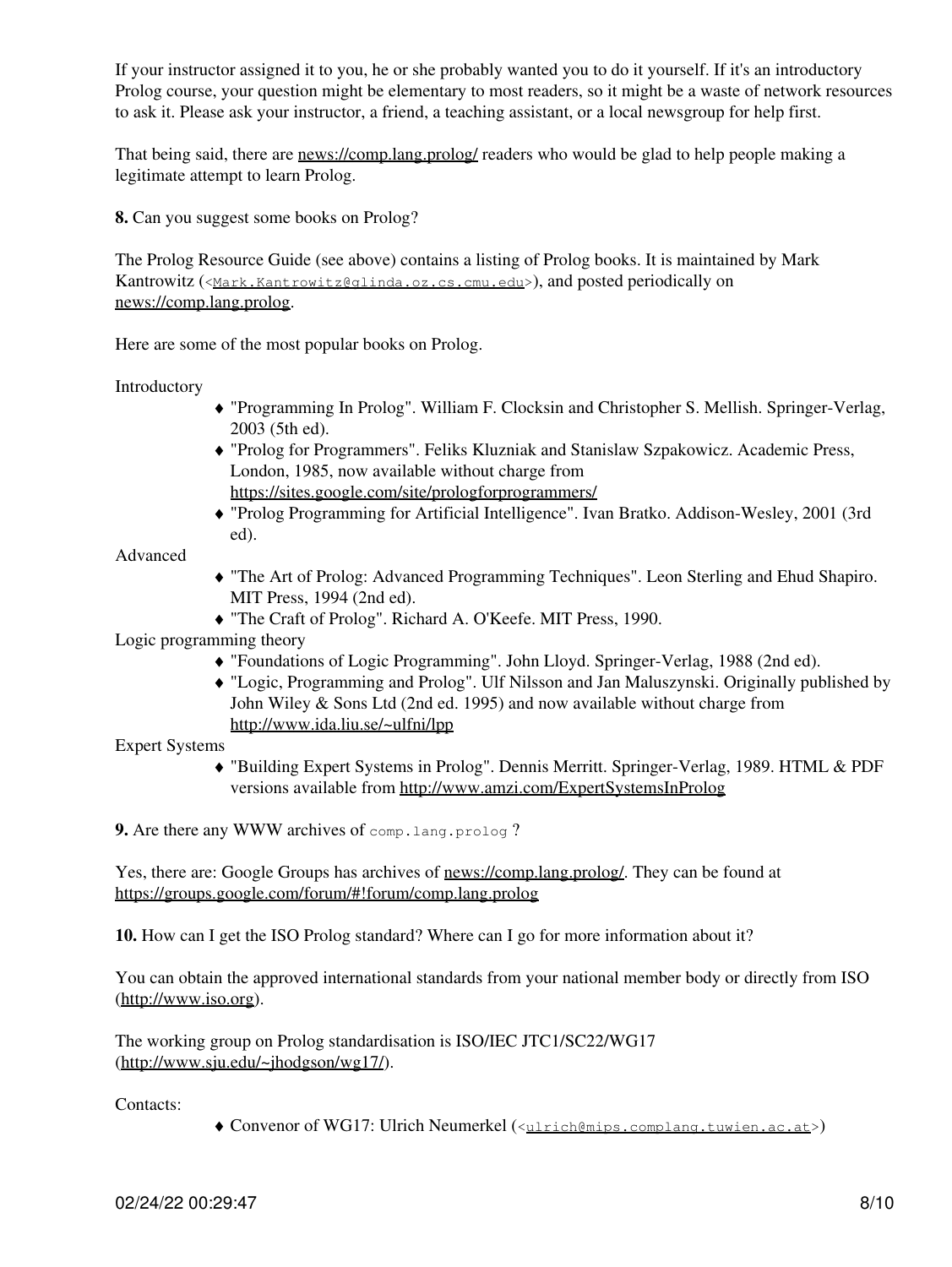If your instructor assigned it to you, he or she probably wanted you to do it yourself. If it's an introductory Prolog course, your question might be elementary to most readers, so it might be a waste of network resources to ask it. Please ask your instructor, a friend, a teaching assistant, or a local newsgroup for help first.

That being said, there are news://comp.lang.prolog/ readers who would be glad to help people making a legitimate attempt to learn Prolog.

**8.** Can you suggest some books on Prolog?

The Prolog Resource Guide (see above) contains a listing of Prolog books. It is maintained by Mark Kantrowitz (<Mark.Kantrowitz@glinda.oz.cs.cmu.edu>), and posted periodically on news://comp.lang.prolog.

Here are some of the most popular books on Prolog.

Introductory

- "Programming In Prolog". William F. Clocksin and Christopher S. Mellish. Springer-Verlag, 2003 (5th ed).
- "Prolog for Programmers". Feliks Kluzniak and Stanislaw Szpakowicz. Academic Press, London, 1985, now available without charge from https://sites.google.com/site/prologforprogrammers/
- "Prolog Programming for Artificial Intelligence". Ivan Bratko. Addison-Wesley, 2001 (3rd ed).

Advanced

- "The Art of Prolog: Advanced Programming Techniques". Leon Sterling and Ehud Shapiro. MIT Press, 1994 (2nd ed).
- "The Craft of Prolog". Richard A. O'Keefe. MIT Press, 1990.

Logic programming theory

- "Foundations of Logic Programming". John Lloyd. Springer-Verlag, 1988 (2nd ed).
- "Logic, Programming and Prolog". Ulf Nilsson and Jan Maluszynski. Originally published by John Wiley & Sons Ltd (2nd ed. 1995) and now available without charge from http://www.ida.liu.se/~ulfni/lpp

Expert Systems

- "Building Expert Systems in Prolog". Dennis Merritt. Springer-Verlag, 1989. HTML & PDF versions available from http://www.amzi.com/ExpertSystemsInProlog

**9.** Are there any WWW archives of `comp.lang.prolog` ?

Yes, there are: Google Groups has archives of news://comp.lang.prolog/. They can be found at https://groups.google.com/forum/#!forum/comp.lang.prolog

**10.** How can I get the ISO Prolog standard? Where can I go for more information about it?

You can obtain the approved international standards from your national member body or directly from ISO (http://www.iso.org).

The working group on Prolog standardisation is ISO/IEC JTC1/SC22/WG17 (http://www.sju.edu/~jhodgson/wg17/).

Contacts:

- Convenor of WG17: Ulrich Neumerkel (<ulrich@mips.complang.tuwien.ac.at>)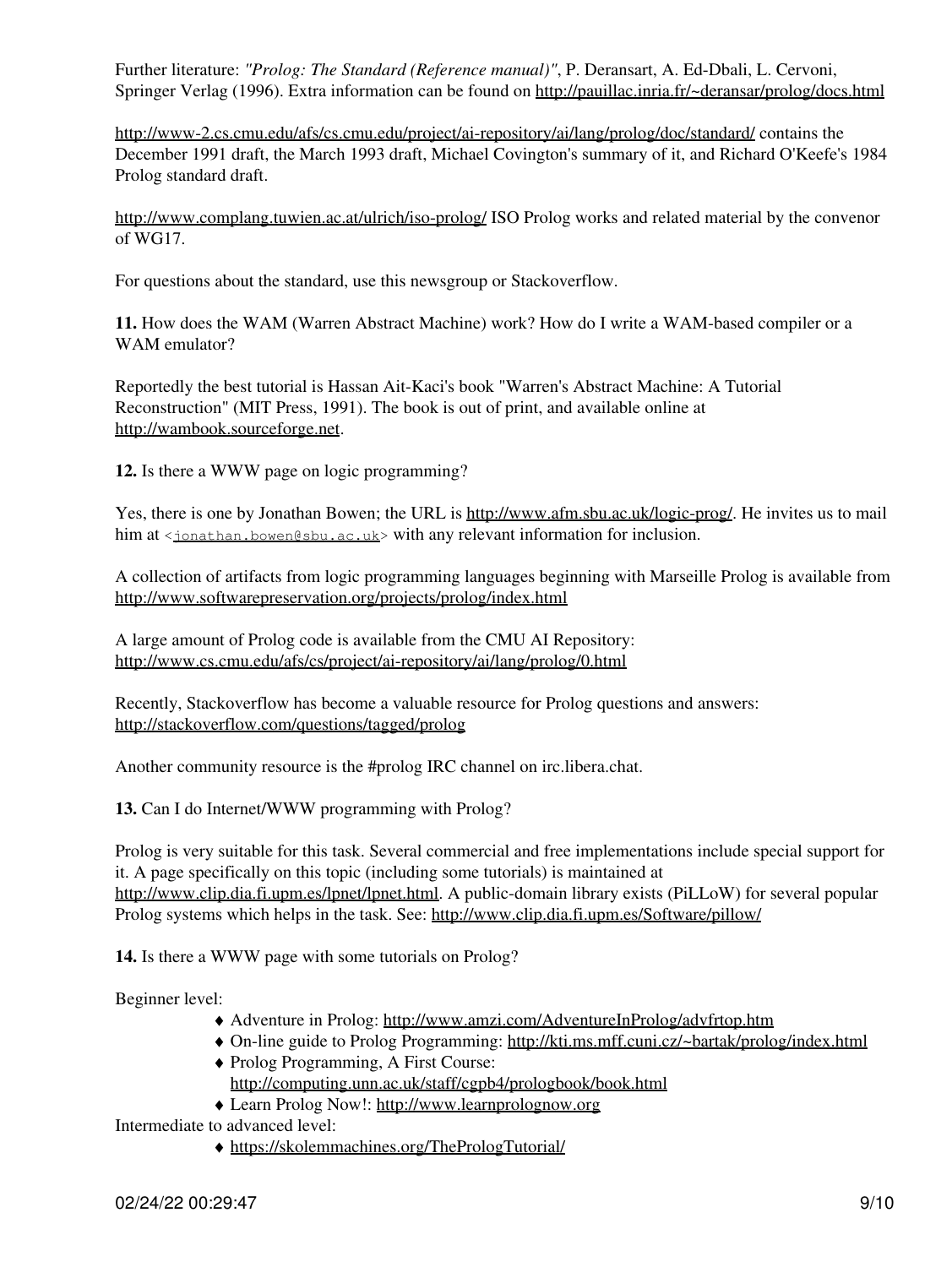Further literature: *"Prolog: The Standard (Reference manual)"*, P. Deransart, A. Ed-Dbali, L. Cervoni, Springer Verlag (1996). Extra information can be found on http://pauillac.inria.fr/~deransar/prolog/docs.html

http://www-2.cs.cmu.edu/afs/cs.cmu.edu/project/ai-repository/ai/lang/prolog/doc/standard/ contains the December 1991 draft, the March 1993 draft, Michael Covington's summary of it, and Richard O'Keefe's 1984 Prolog standard draft.

http://www.complang.tuwien.ac.at/ulrich/iso-prolog/ ISO Prolog works and related material by the convenor of WG17.

For questions about the standard, use this newsgroup or Stackoverflow.

**11.** How does the WAM (Warren Abstract Machine) work? How do I write a WAM-based compiler or a WAM emulator?

Reportedly the best tutorial is Hassan Ait-Kaci's book "Warren's Abstract Machine: A Tutorial Reconstruction" (MIT Press, 1991). The book is out of print, and available online at http://wambook.sourceforge.net.

**12.** Is there a WWW page on logic programming?

Yes, there is one by Jonathan Bowen; the URL is http://www.afm.sbu.ac.uk/logic-prog/. He invites us to mail him at `<jonathan.bowen@sbu.ac.uk>` with any relevant information for inclusion.

A collection of artifacts from logic programming languages beginning with Marseille Prolog is available from http://www.softwarepreservation.org/projects/prolog/index.html

A large amount of Prolog code is available from the CMU AI Repository: http://www.cs.cmu.edu/afs/cs/project/ai-repository/ai/lang/prolog/0.html

Recently, Stackoverflow has become a valuable resource for Prolog questions and answers: http://stackoverflow.com/questions/tagged/prolog

Another community resource is the #prolog IRC channel on irc.libera.chat.

**13.** Can I do Internet/WWW programming with Prolog?

Prolog is very suitable for this task. Several commercial and free implementations include special support for it. A page specifically on this topic (including some tutorials) is maintained at http://www.clip.dia.fi.upm.es/lpnet/lpnet.html. A public-domain library exists (PiLLoW) for several popular Prolog systems which helps in the task. See: http://www.clip.dia.fi.upm.es/Software/pillow/

**14.** Is there a WWW page with some tutorials on Prolog?

Beginner level:

- Adventure in Prolog: http://www.amzi.com/AdventureInProlog/advfrtop.htm
- On-line guide to Prolog Programming: http://kti.ms.mff.cuni.cz/~bartak/prolog/index.html
- Prolog Programming, A First Course: http://computing.unn.ac.uk/staff/cgpb4/prologbook/book.html
- Learn Prolog Now!: http://www.learnprolognow.org

Intermediate to advanced level:

- https://skolemmachines.org/ThePrologTutorial/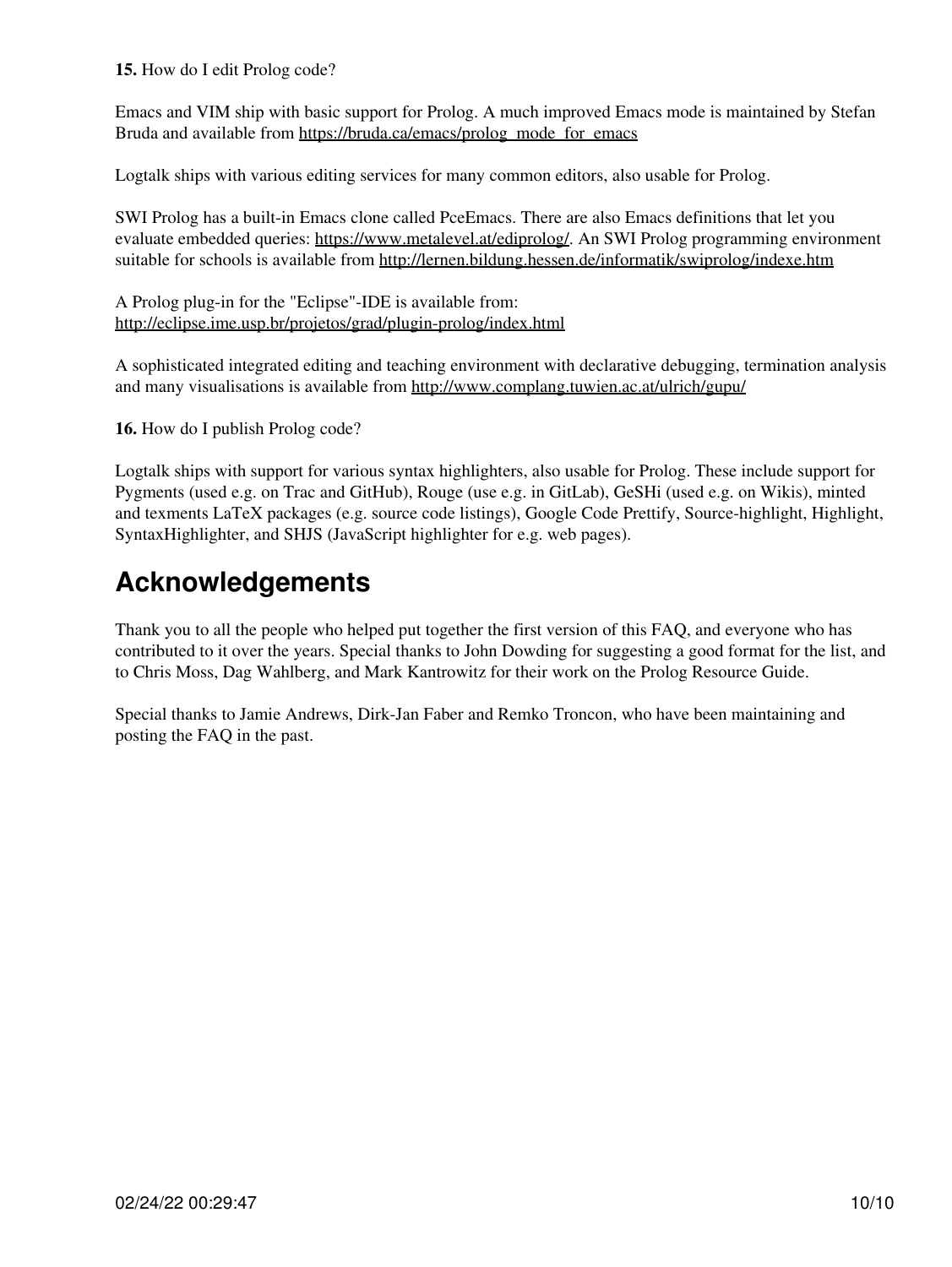**15.** How do I edit Prolog code?

Emacs and VIM ship with basic support for Prolog. A much improved Emacs mode is maintained by Stefan Bruda and available from https://bruda.ca/emacs/prolog_mode_for_emacs

Logtalk ships with various editing services for many common editors, also usable for Prolog.

SWI Prolog has a built-in Emacs clone called PceEmacs. There are also Emacs definitions that let you evaluate embedded queries: https://www.metalevel.at/ediprolog/. An SWI Prolog programming environment suitable for schools is available from http://lernen.bildung.hessen.de/informatik/swiprolog/indexe.htm

A Prolog plug-in for the "Eclipse"-IDE is available from: http://eclipse.ime.usp.br/projetos/grad/plugin-prolog/index.html

A sophisticated integrated editing and teaching environment with declarative debugging, termination analysis and many visualisations is available from http://www.complang.tuwien.ac.at/ulrich/gupu/

**16.** How do I publish Prolog code?

Logtalk ships with support for various syntax highlighters, also usable for Prolog. These include support for Pygments (used e.g. on Trac and GitHub), Rouge (use e.g. in GitLab), GeSHi (used e.g. on Wikis), minted and texments LaTeX packages (e.g. source code listings), Google Code Prettify, Source-highlight, Highlight, SyntaxHighlighter, and SHJS (JavaScript highlighter for e.g. web pages).

# Acknowledgements

Thank you to all the people who helped put together the first version of this FAQ, and everyone who has contributed to it over the years. Special thanks to John Dowding for suggesting a good format for the list, and to Chris Moss, Dag Wahlberg, and Mark Kantrowitz for their work on the Prolog Resource Guide.

Special thanks to Jamie Andrews, Dirk-Jan Faber and Remko Troncon, who have been maintaining and posting the FAQ in the past.